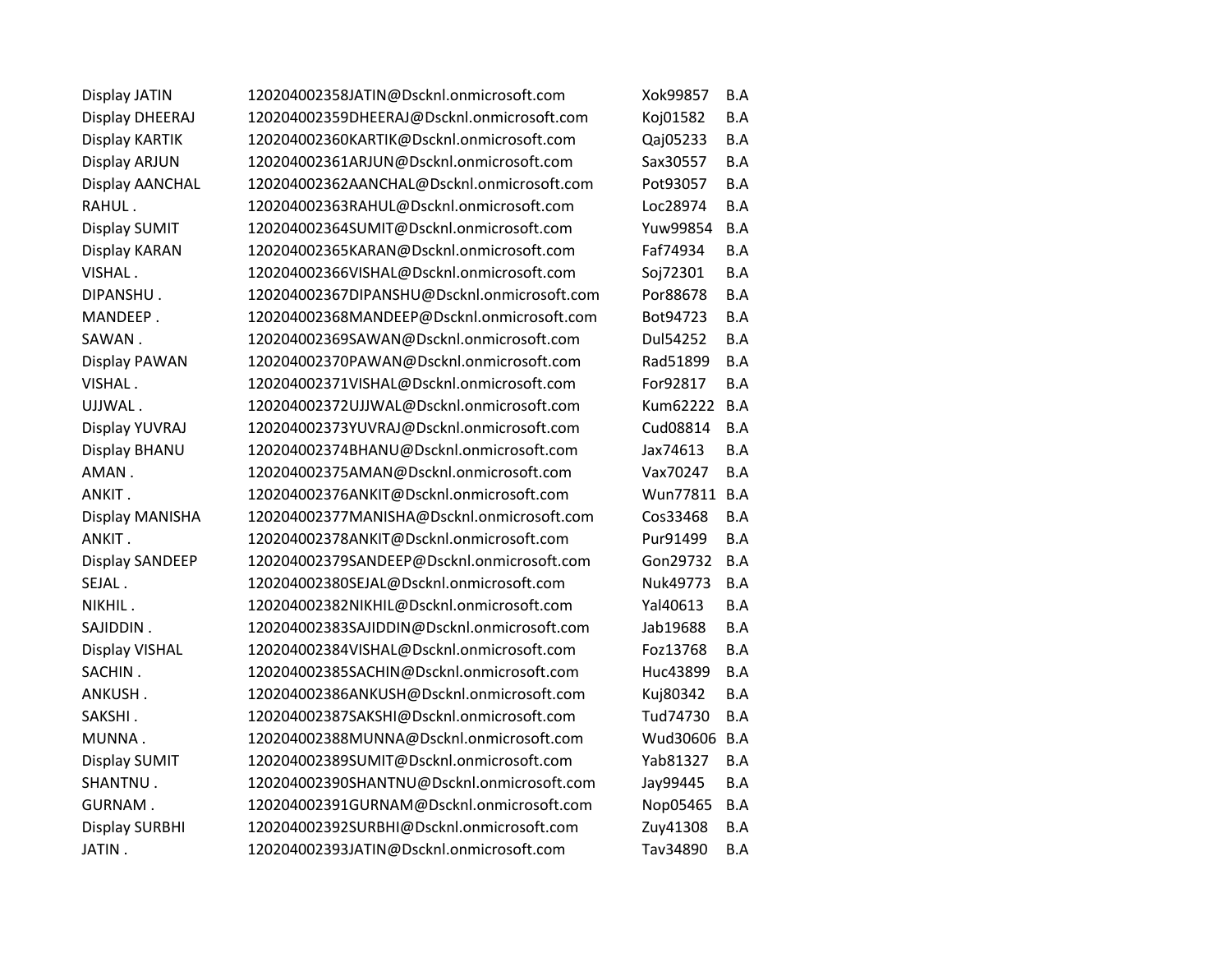| | | | |
|---|---|---|---|
| Display JATIN | 120204002358JATIN@Dscknl.onmicrosoft.com | Xok99857 | B.A |
| Display DHEERAJ | 120204002359DHEERAJ@Dscknl.onmicrosoft.com | Koj01582 | B.A |
| Display KARTIK | 120204002360KARTIK@Dscknl.onmicrosoft.com | Qaj05233 | B.A |
| Display ARJUN | 120204002361ARJUN@Dscknl.onmicrosoft.com | Sax30557 | B.A |
| Display AANCHAL | 120204002362AANCHAL@Dscknl.onmicrosoft.com | Pot93057 | B.A |
| RAHUL . | 120204002363RAHUL@Dscknl.onmicrosoft.com | Loc28974 | B.A |
| Display SUMIT | 120204002364SUMIT@Dscknl.onmicrosoft.com | Yuw99854 | B.A |
| Display KARAN | 120204002365KARAN@Dscknl.onmicrosoft.com | Faf74934 | B.A |
| VISHAL . | 120204002366VISHAL@Dscknl.onmicrosoft.com | Soj72301 | B.A |
| DIPANSHU . | 120204002367DIPANSHU@Dscknl.onmicrosoft.com | Por88678 | B.A |
| MANDEEP . | 120204002368MANDEEP@Dscknl.onmicrosoft.com | Bot94723 | B.A |
| SAWAN . | 120204002369SAWAN@Dscknl.onmicrosoft.com | Dul54252 | B.A |
| Display PAWAN | 120204002370PAWAN@Dscknl.onmicrosoft.com | Rad51899 | B.A |
| VISHAL . | 120204002371VISHAL@Dscknl.onmicrosoft.com | For92817 | B.A |
| UJJWAL . | 120204002372UJJWAL@Dscknl.onmicrosoft.com | Kum62222 | B.A |
| Display YUVRAJ | 120204002373YUVRAJ@Dscknl.onmicrosoft.com | Cud08814 | B.A |
| Display BHANU | 120204002374BHANU@Dscknl.onmicrosoft.com | Jax74613 | B.A |
| AMAN . | 120204002375AMAN@Dscknl.onmicrosoft.com | Vax70247 | B.A |
| ANKIT . | 120204002376ANKIT@Dscknl.onmicrosoft.com | Wun77811 | B.A |
| Display MANISHA | 120204002377MANISHA@Dscknl.onmicrosoft.com | Cos33468 | B.A |
| ANKIT . | 120204002378ANKIT@Dscknl.onmicrosoft.com | Pur91499 | B.A |
| Display SANDEEP | 120204002379SANDEEP@Dscknl.onmicrosoft.com | Gon29732 | B.A |
| SEJAL . | 120204002380SEJAL@Dscknl.onmicrosoft.com | Nuk49773 | B.A |
| NIKHIL . | 120204002382NIKHIL@Dscknl.onmicrosoft.com | Yal40613 | B.A |
| SAJIDDIN . | 120204002383SAJIDDIN@Dscknl.onmicrosoft.com | Jab19688 | B.A |
| Display VISHAL | 120204002384VISHAL@Dscknl.onmicrosoft.com | Foz13768 | B.A |
| SACHIN . | 120204002385SACHIN@Dscknl.onmicrosoft.com | Huc43899 | B.A |
| ANKUSH . | 120204002386ANKUSH@Dscknl.onmicrosoft.com | Kuj80342 | B.A |
| SAKSHI . | 120204002387SAKSHI@Dscknl.onmicrosoft.com | Tud74730 | B.A |
| MUNNA . | 120204002388MUNNA@Dscknl.onmicrosoft.com | Wud30606 | B.A |
| Display SUMIT | 120204002389SUMIT@Dscknl.onmicrosoft.com | Yab81327 | B.A |
| SHANTNU . | 120204002390SHANTNU@Dscknl.onmicrosoft.com | Jay99445 | B.A |
| GURNAM . | 120204002391GURNAM@Dscknl.onmicrosoft.com | Nop05465 | B.A |
| Display SURBHI | 120204002392SURBHI@Dscknl.onmicrosoft.com | Zuy41308 | B.A |
| JATIN . | 120204002393JATIN@Dscknl.onmicrosoft.com | Tav34890 | B.A |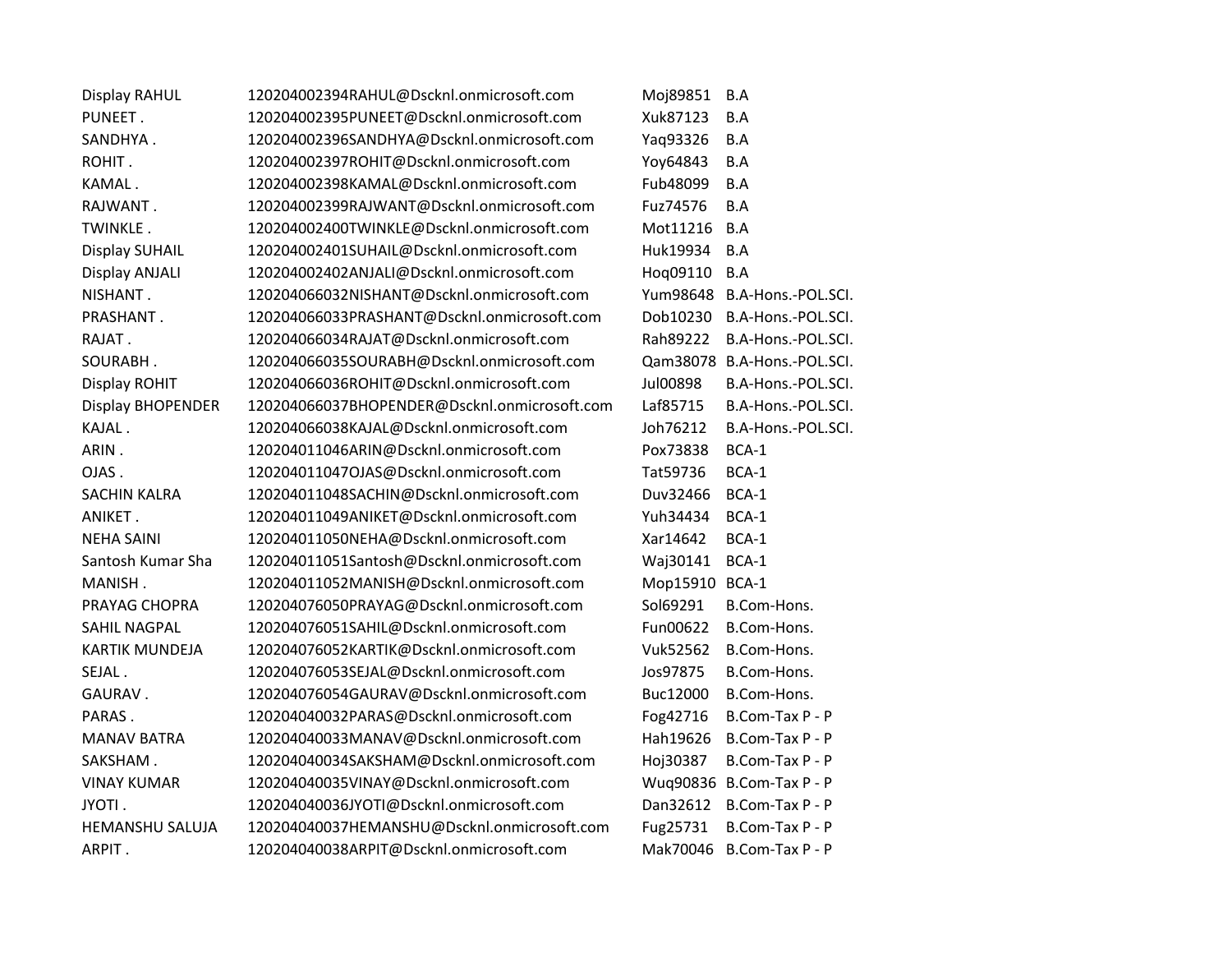| | | | |
|---|---|---|---|
| Display RAHUL | 120204002394RAHUL@Dscknl.onmicrosoft.com | Moj89851 | B.A |
| PUNEET . | 120204002395PUNEET@Dscknl.onmicrosoft.com | Xuk87123 | B.A |
| SANDHYA . | 120204002396SANDHYA@Dscknl.onmicrosoft.com | Yaq93326 | B.A |
| ROHIT . | 120204002397ROHIT@Dscknl.onmicrosoft.com | Yoy64843 | B.A |
| KAMAL . | 120204002398KAMAL@Dscknl.onmicrosoft.com | Fub48099 | B.A |
| RAJWANT . | 120204002399RAJWANT@Dscknl.onmicrosoft.com | Fuz74576 | B.A |
| TWINKLE . | 120204002400TWINKLE@Dscknl.onmicrosoft.com | Mot11216 | B.A |
| Display SUHAIL | 120204002401SUHAIL@Dscknl.onmicrosoft.com | Huk19934 | B.A |
| Display ANJALI | 120204002402ANJALI@Dscknl.onmicrosoft.com | Hoq09110 | B.A |
| NISHANT . | 120204066032NISHANT@Dscknl.onmicrosoft.com | Yum98648 | B.A-Hons.-POL.SCI. |
| PRASHANT . | 120204066033PRASHANT@Dscknl.onmicrosoft.com | Dob10230 | B.A-Hons.-POL.SCI. |
| RAJAT . | 120204066034RAJAT@Dscknl.onmicrosoft.com | Rah89222 | B.A-Hons.-POL.SCI. |
| SOURABH . | 120204066035SOURABH@Dscknl.onmicrosoft.com | Qam38078 | B.A-Hons.-POL.SCI. |
| Display ROHIT | 120204066036ROHIT@Dscknl.onmicrosoft.com | Jul00898 | B.A-Hons.-POL.SCI. |
| Display BHOPENDER | 120204066037BHOPENDER@Dscknl.onmicrosoft.com | Laf85715 | B.A-Hons.-POL.SCI. |
| KAJAL . | 120204066038KAJAL@Dscknl.onmicrosoft.com | Joh76212 | B.A-Hons.-POL.SCI. |
| ARIN . | 120204011046ARIN@Dscknl.onmicrosoft.com | Pox73838 | BCA-1 |
| OJAS . | 120204011047OJAS@Dscknl.onmicrosoft.com | Tat59736 | BCA-1 |
| SACHIN KALRA | 120204011048SACHIN@Dscknl.onmicrosoft.com | Duv32466 | BCA-1 |
| ANIKET . | 120204011049ANIKET@Dscknl.onmicrosoft.com | Yuh34434 | BCA-1 |
| NEHA SAINI | 120204011050NEHA@Dscknl.onmicrosoft.com | Xar14642 | BCA-1 |
| Santosh Kumar Sha | 120204011051Santosh@Dscknl.onmicrosoft.com | Waj30141 | BCA-1 |
| MANISH . | 120204011052MANISH@Dscknl.onmicrosoft.com | Mop15910 | BCA-1 |
| PRAYAG CHOPRA | 120204076050PRAYAG@Dscknl.onmicrosoft.com | Sol69291 | B.Com-Hons. |
| SAHIL NAGPAL | 120204076051SAHIL@Dscknl.onmicrosoft.com | Fun00622 | B.Com-Hons. |
| KARTIK MUNDEJA | 120204076052KARTIK@Dscknl.onmicrosoft.com | Vuk52562 | B.Com-Hons. |
| SEJAL . | 120204076053SEJAL@Dscknl.onmicrosoft.com | Jos97875 | B.Com-Hons. |
| GAURAV . | 120204076054GAURAV@Dscknl.onmicrosoft.com | Buc12000 | B.Com-Hons. |
| PARAS . | 120204040032PARAS@Dscknl.onmicrosoft.com | Fog42716 | B.Com-Tax P - P |
| MANAV BATRA | 120204040033MANAV@Dscknl.onmicrosoft.com | Hah19626 | B.Com-Tax P - P |
| SAKSHAM . | 120204040034SAKSHAM@Dscknl.onmicrosoft.com | Hoj30387 | B.Com-Tax P - P |
| VINAY KUMAR | 120204040035VINAY@Dscknl.onmicrosoft.com | Wuq90836 | B.Com-Tax P - P |
| JYOTI . | 120204040036JYOTI@Dscknl.onmicrosoft.com | Dan32612 | B.Com-Tax P - P |
| HEMANSHU SALUJA | 120204040037HEMANSHU@Dscknl.onmicrosoft.com | Fug25731 | B.Com-Tax P - P |
| ARPIT . | 120204040038ARPIT@Dscknl.onmicrosoft.com | Mak70046 | B.Com-Tax P - P |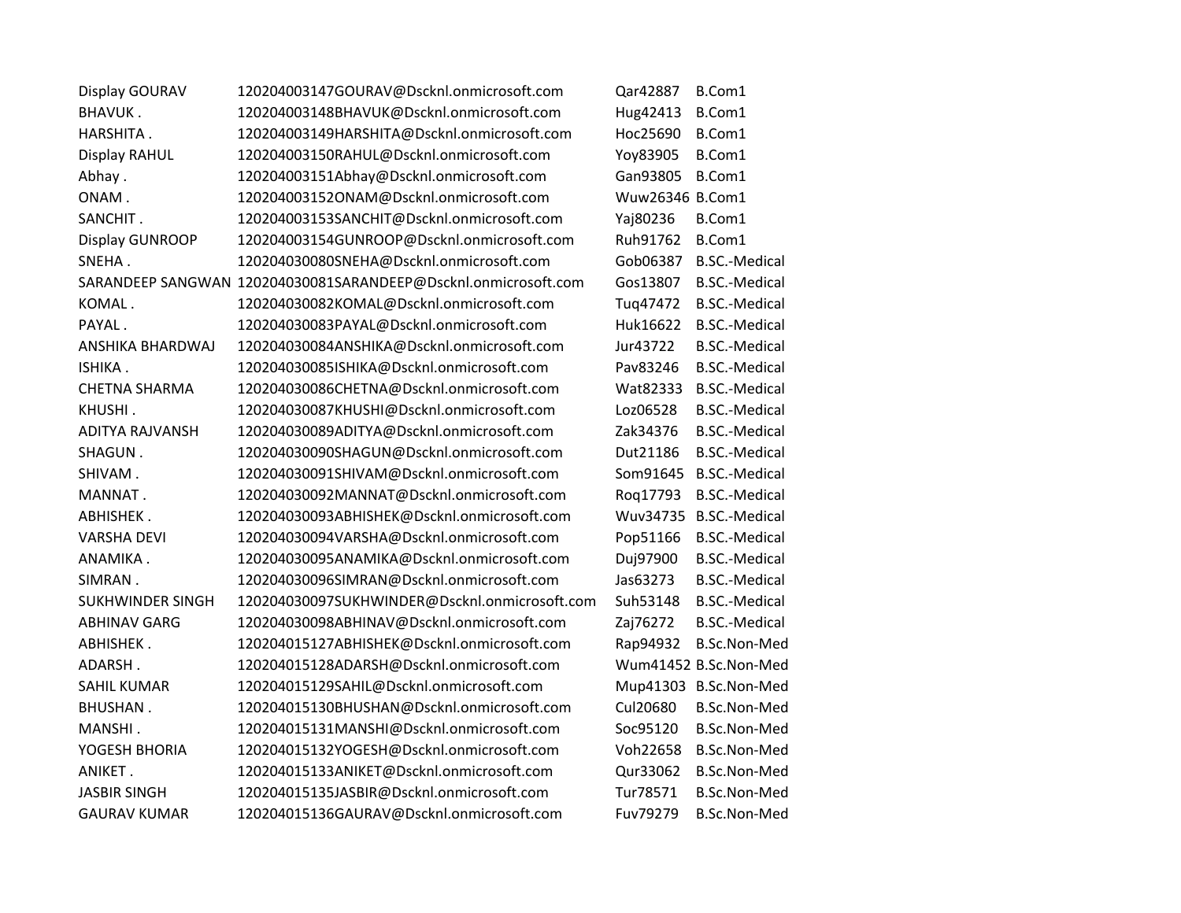| | | | |
|---|---|---|---|
| Display GOURAV | 120204003147GOURAV@Dscknl.onmicrosoft.com | Qar42887 | B.Com1 |
| BHAVUK . | 120204003148BHAVUK@Dscknl.onmicrosoft.com | Hug42413 | B.Com1 |
| HARSHITA . | 120204003149HARSHITA@Dscknl.onmicrosoft.com | Hoc25690 | B.Com1 |
| Display RAHUL | 120204003150RAHUL@Dscknl.onmicrosoft.com | Yoy83905 | B.Com1 |
| Abhay . | 120204003151Abhay@Dscknl.onmicrosoft.com | Gan93805 | B.Com1 |
| ONAM . | 120204003152ONAM@Dscknl.onmicrosoft.com | Wuw26346 | B.Com1 |
| SANCHIT . | 120204003153SANCHIT@Dscknl.onmicrosoft.com | Yaj80236 | B.Com1 |
| Display GUNROOP | 120204003154GUNROOP@Dscknl.onmicrosoft.com | Ruh91762 | B.Com1 |
| SNEHA . | 120204030080SNEHA@Dscknl.onmicrosoft.com | Gob06387 | B.SC.-Medical |
| SARANDEEP SANGWAN | 120204030081SARANDEEP@Dscknl.onmicrosoft.com | Gos13807 | B.SC.-Medical |
| KOMAL . | 120204030082KOMAL@Dscknl.onmicrosoft.com | Tuq47472 | B.SC.-Medical |
| PAYAL . | 120204030083PAYAL@Dscknl.onmicrosoft.com | Huk16622 | B.SC.-Medical |
| ANSHIKA BHARDWAJ | 120204030084ANSHIKA@Dscknl.onmicrosoft.com | Jur43722 | B.SC.-Medical |
| ISHIKA . | 120204030085ISHIKA@Dscknl.onmicrosoft.com | Pav83246 | B.SC.-Medical |
| CHETNA SHARMA | 120204030086CHETNA@Dscknl.onmicrosoft.com | Wat82333 | B.SC.-Medical |
| KHUSHI . | 120204030087KHUSHI@Dscknl.onmicrosoft.com | Loz06528 | B.SC.-Medical |
| ADITYA RAJVANSH | 120204030089ADITYA@Dscknl.onmicrosoft.com | Zak34376 | B.SC.-Medical |
| SHAGUN . | 120204030090SHAGUN@Dscknl.onmicrosoft.com | Dut21186 | B.SC.-Medical |
| SHIVAM . | 120204030091SHIVAM@Dscknl.onmicrosoft.com | Som91645 | B.SC.-Medical |
| MANNAT . | 120204030092MANNAT@Dscknl.onmicrosoft.com | Roq17793 | B.SC.-Medical |
| ABHISHEK . | 120204030093ABHISHEK@Dscknl.onmicrosoft.com | Wuv34735 | B.SC.-Medical |
| VARSHA DEVI | 120204030094VARSHA@Dscknl.onmicrosoft.com | Pop51166 | B.SC.-Medical |
| ANAMIKA . | 120204030095ANAMIKA@Dscknl.onmicrosoft.com | Duj97900 | B.SC.-Medical |
| SIMRAN . | 120204030096SIMRAN@Dscknl.onmicrosoft.com | Jas63273 | B.SC.-Medical |
| SUKHWINDER SINGH | 120204030097SUKHWINDER@Dscknl.onmicrosoft.com | Suh53148 | B.SC.-Medical |
| ABHINAV GARG | 120204030098ABHINAV@Dscknl.onmicrosoft.com | Zaj76272 | B.SC.-Medical |
| ABHISHEK . | 120204015127ABHISHEK@Dscknl.onmicrosoft.com | Rap94932 | B.Sc.Non-Med |
| ADARSH . | 120204015128ADARSH@Dscknl.onmicrosoft.com | Wum41452 | B.Sc.Non-Med |
| SAHIL KUMAR | 120204015129SAHIL@Dscknl.onmicrosoft.com | Mup41303 | B.Sc.Non-Med |
| BHUSHAN . | 120204015130BHUSHAN@Dscknl.onmicrosoft.com | Cul20680 | B.Sc.Non-Med |
| MANSHI . | 120204015131MANSHI@Dscknl.onmicrosoft.com | Soc95120 | B.Sc.Non-Med |
| YOGESH BHORIA | 120204015132YOGESH@Dscknl.onmicrosoft.com | Voh22658 | B.Sc.Non-Med |
| ANIKET . | 120204015133ANIKET@Dscknl.onmicrosoft.com | Qur33062 | B.Sc.Non-Med |
| JASBIR SINGH | 120204015135JASBIR@Dscknl.onmicrosoft.com | Tur78571 | B.Sc.Non-Med |
| GAURAV KUMAR | 120204015136GAURAV@Dscknl.onmicrosoft.com | Fuv79279 | B.Sc.Non-Med |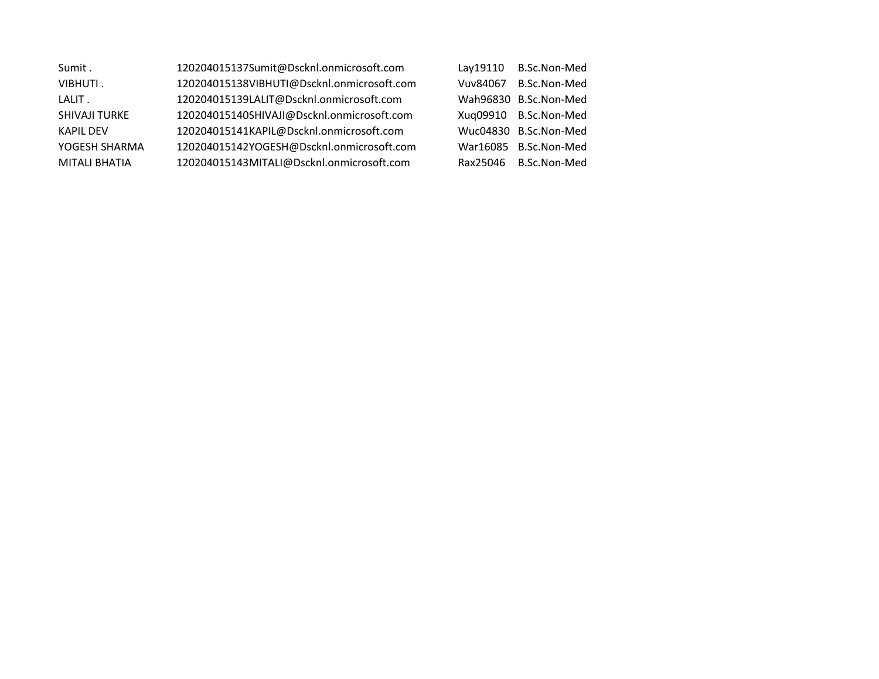| | | | |
|---|---|---|---|
| Sumit . | 120204015137Sumit@Dscknl.onmicrosoft.com | Lay19110 | B.Sc.Non-Med |
| VIBHUTI . | 120204015138VIBHUTI@Dscknl.onmicrosoft.com | Vuv84067 | B.Sc.Non-Med |
| LALIT . | 120204015139LALIT@Dscknl.onmicrosoft.com | Wah96830 | B.Sc.Non-Med |
| SHIVAJI TURKE | 120204015140SHIVAJI@Dscknl.onmicrosoft.com | Xuq09910 | B.Sc.Non-Med |
| KAPIL DEV | 120204015141KAPIL@Dscknl.onmicrosoft.com | Wuc04830 | B.Sc.Non-Med |
| YOGESH SHARMA | 120204015142YOGESH@Dscknl.onmicrosoft.com | War16085 | B.Sc.Non-Med |
| MITALI BHATIA | 120204015143MITALI@Dscknl.onmicrosoft.com | Rax25046 | B.Sc.Non-Med |